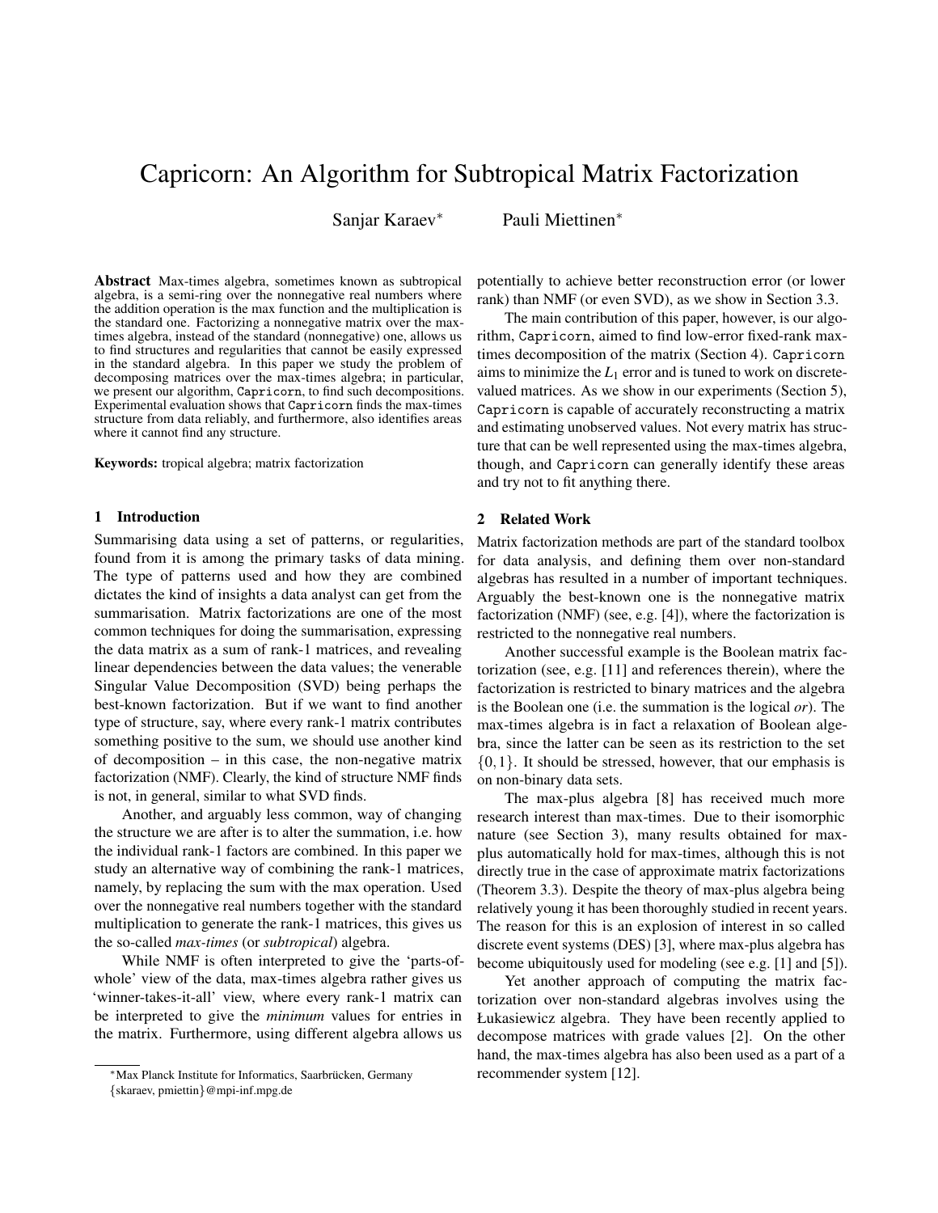# Capricorn: An Algorithm for Subtropical Matrix Factorization

Sanjar Karaev[*] Pauli Miettinen[*]

**Abstract** Max-times algebra, sometimes known as subtropical algebra, is a semi-ring over the nonnegative real numbers where the addition operation is the max function and the multiplication is the standard one. Factorizing a nonnegative matrix over the max-times algebra, instead of the standard (nonnegative) one, allows us to find structures and regularities that cannot be easily expressed in the standard algebra. In this paper we study the problem of decomposing matrices over the max-times algebra; in particular, we present our algorithm, Capricorn, to find such decompositions. Experimental evaluation shows that Capricorn finds the max-times structure from data reliably, and furthermore, also identifies areas where it cannot find any structure.

**Keywords:** tropical algebra; matrix factorization

## 1 Introduction

Summarising data using a set of patterns, or regularities, found from it is among the primary tasks of data mining. The type of patterns used and how they are combined dictates the kind of insights a data analyst can get from the summarisation. Matrix factorizations are one of the most common techniques for doing the summarisation, expressing the data matrix as a sum of rank-1 matrices, and revealing linear dependencies between the data values; the venerable Singular Value Decomposition (SVD) being perhaps the best-known factorization. But if we want to find another type of structure, say, where every rank-1 matrix contributes something positive to the sum, we should use another kind of decomposition – in this case, the non-negative matrix factorization (NMF). Clearly, the kind of structure NMF finds is not, in general, similar to what SVD finds.

Another, and arguably less common, way of changing the structure we are after is to alter the summation, i.e. how the individual rank-1 factors are combined. In this paper we study an alternative way of combining the rank-1 matrices, namely, by replacing the sum with the max operation. Used over the nonnegative real numbers together with the standard multiplication to generate the rank-1 matrices, this gives us the so-called *max-times* (or *subtropical*) algebra.

While NMF is often interpreted to give the 'parts-of-whole' view of the data, max-times algebra rather gives us 'winner-takes-it-all' view, where every rank-1 matrix can be interpreted to give the *minimum* values for entries in the matrix. Furthermore, using different algebra allows us potentially to achieve better reconstruction error (or lower rank) than NMF (or even SVD), as we show in Section 3.3.

The main contribution of this paper, however, is our algorithm, Capricorn, aimed to find low-error fixed-rank max-times decomposition of the matrix (Section 4). Capricorn aims to minimize the $L_1$ error and is tuned to work on discrete-valued matrices. As we show in our experiments (Section 5), Capricorn is capable of accurately reconstructing a matrix and estimating unobserved values. Not every matrix has structure that can be well represented using the max-times algebra, though, and Capricorn can generally identify these areas and try not to fit anything there.

## 2 Related Work

Matrix factorization methods are part of the standard toolbox for data analysis, and defining them over non-standard algebras has resulted in a number of important techniques. Arguably the best-known one is the nonnegative matrix factorization (NMF) (see, e.g. [4]), where the factorization is restricted to the nonnegative real numbers.

Another successful example is the Boolean matrix factorization (see, e.g. [11] and references therein), where the factorization is restricted to binary matrices and the algebra is the Boolean one (i.e. the summation is the logical *or*). The max-times algebra is in fact a relaxation of Boolean algebra, since the latter can be seen as its restriction to the set $\{0,1\}$. It should be stressed, however, that our emphasis is on non-binary data sets.

The max-plus algebra [8] has received much more research interest than max-times. Due to their isomorphic nature (see Section 3), many results obtained for max-plus automatically hold for max-times, although this is not directly true in the case of approximate matrix factorizations (Theorem 3.3). Despite the theory of max-plus algebra being relatively young it has been thoroughly studied in recent years. The reason for this is an explosion of interest in so called discrete event systems (DES) [3], where max-plus algebra has become ubiquitously used for modeling (see e.g. [1] and [5]).

Yet another approach of computing the matrix factorization over non-standard algebras involves using the Łukasiewicz algebra. They have been recently applied to decompose matrices with grade values [2]. On the other hand, the max-times algebra has also been used as a part of a recommender system [12].

[*] Max Planck Institute for Informatics, Saarbrücken, Germany {skaraev, pmiettin}@mpi-inf.mpg.de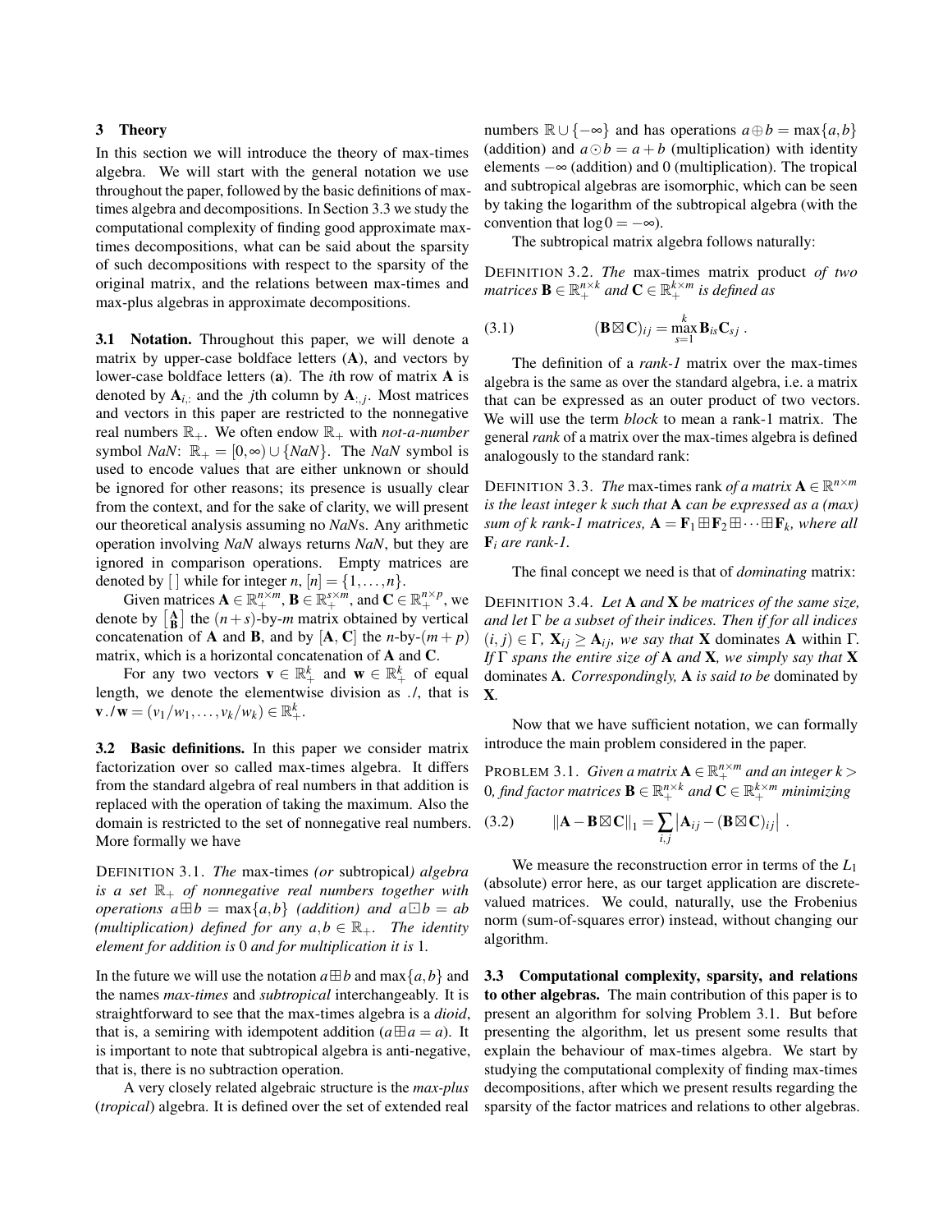## 3 Theory

In this section we will introduce the theory of max-times algebra. We will start with the general notation we use throughout the paper, followed by the basic definitions of max-times algebra and decompositions. In Section 3.3 we study the computational complexity of finding good approximate max-times decompositions, what can be said about the sparsity of such decompositions with respect to the sparsity of the original matrix, and the relations between max-times and max-plus algebras in approximate decompositions.

**3.1 Notation.** Throughout this paper, we will denote a matrix by upper-case boldface letters ($\mathbf{A}$), and vectors by lower-case boldface letters ($\mathbf{a}$). The $i$th row of matrix $\mathbf{A}$ is denoted by $\mathbf{A}_{i,:}$ and the $j$th column by $\mathbf{A}_{:,j}$. Most matrices and vectors in this paper are restricted to the nonnegative real numbers $\mathbb{R}_+$. We often endow $\mathbb{R}_+$ with *not-a-number* symbol *NaN*: $\mathbb{R}_+ = [0,\infty) \cup \{NaN\}$. The *NaN* symbol is used to encode values that are either unknown or should be ignored for other reasons; its presence is usually clear from the context, and for the sake of clarity, we will present our theoretical analysis assuming no *NaN*s. Any arithmetic operation involving *NaN* always returns *NaN*, but they are ignored in comparison operations. Empty matrices are denoted by $[\,]$ while for integer $n$, $[n] = \{1,\ldots,n\}$.

Given matrices $\mathbf{A} \in \mathbb{R}_+^{n\times m}$, $\mathbf{B} \in \mathbb{R}_+^{s\times m}$, and $\mathbf{C} \in \mathbb{R}_+^{n\times p}$, we denote by $\left[\begin{smallmatrix}\mathbf{A}\\ \mathbf{B}\end{smallmatrix}\right]$ the $(n+s)$-by-$m$ matrix obtained by vertical concatenation of $\mathbf{A}$ and $\mathbf{B}$, and by $[\mathbf{A},\, \mathbf{C}]$ the $n$-by-$(m+p)$ matrix, which is a horizontal concatenation of $\mathbf{A}$ and $\mathbf{C}$.

For any two vectors $\mathbf{v} \in \mathbb{R}_+^k$ and $\mathbf{w} \in \mathbb{R}_+^k$ of equal length, we denote the elementwise division as ./, that is $\mathbf{v} \,./\, \mathbf{w} = (v_1/w_1, \ldots, v_k/w_k) \in \mathbb{R}_+^k$.

**3.2 Basic definitions.** In this paper we consider matrix factorization over so called max-times algebra. It differs from the standard algebra of real numbers in that addition is replaced with the operation of taking the maximum. Also the domain is restricted to the set of nonnegative real numbers. More formally we have

DEFINITION 3.1. *The* max-times *(or* subtropical*) algebra is a set $\mathbb{R}_+$ of nonnegative real numbers together with operations $a \boxplus b = \max\{a,b\}$ (addition) and $a \boxdot b = ab$ (multiplication) defined for any $a,b \in \mathbb{R}_+$. The identity element for addition is 0 and for multiplication it is 1.*

In the future we will use the notation $a \boxplus b$ and $\max\{a,b\}$ and the names *max-times* and *subtropical* interchangeably. It is straightforward to see that the max-times algebra is a *dioid*, that is, a semiring with idempotent addition ($a \boxplus a = a$). It is important to note that subtropical algebra is anti-negative, that is, there is no subtraction operation.

A very closely related algebraic structure is the *max-plus* (*tropical*) algebra. It is defined over the set of extended real numbers $\mathbb{R} \cup \{-\infty\}$ and has operations $a \oplus b = \max\{a,b\}$ (addition) and $a \odot b = a + b$ (multiplication) with identity elements $-\infty$ (addition) and 0 (multiplication). The tropical and subtropical algebras are isomorphic, which can be seen by taking the logarithm of the subtropical algebra (with the convention that $\log 0 = -\infty$).

The subtropical matrix algebra follows naturally:

DEFINITION 3.2. *The* max-times matrix product *of two matrices $\mathbf{B} \in \mathbb{R}_+^{n\times k}$ and $\mathbf{C} \in \mathbb{R}_+^{k\times m}$ is defined as*

$$(\mathbf{B} \boxtimes \mathbf{C})_{ij} = \max_{s=1}^{k} \mathbf{B}_{is}\mathbf{C}_{sj} \; . \tag{3.1}$$

The definition of a *rank-1* matrix over the max-times algebra is the same as over the standard algebra, i.e. a matrix that can be expressed as an outer product of two vectors. We will use the term *block* to mean a rank-1 matrix. The general *rank* of a matrix over the max-times algebra is defined analogously to the standard rank:

DEFINITION 3.3. *The* max-times rank *of a matrix $\mathbf{A} \in \mathbb{R}^{n\times m}$ is the least integer $k$ such that $\mathbf{A}$ can be expressed as a (max) sum of $k$ rank-1 matrices, $\mathbf{A} = \mathbf{F}_1 \boxplus \mathbf{F}_2 \boxplus \cdots \boxplus \mathbf{F}_k$, where all $\mathbf{F}_i$ are rank-1.*

The final concept we need is that of *dominating* matrix:

DEFINITION 3.4. *Let $\mathbf{A}$ and $\mathbf{X}$ be matrices of the same size, and let $\Gamma$ be a subset of their indices. Then if for all indices $(i,j) \in \Gamma$, $\mathbf{X}_{ij} \geq \mathbf{A}_{ij}$, we say that $\mathbf{X}$* dominates *$\mathbf{A}$ within $\Gamma$. If $\Gamma$ spans the entire size of $\mathbf{A}$ and $\mathbf{X}$, we simply say that $\mathbf{X}$* dominates *$\mathbf{A}$. Correspondingly, $\mathbf{A}$ is said to be* dominated *by $\mathbf{X}$.*

Now that we have sufficient notation, we can formally introduce the main problem considered in the paper.

PROBLEM 3.1. *Given a matrix $\mathbf{A} \in \mathbb{R}_+^{n\times m}$ and an integer $k > 0$, find factor matrices $\mathbf{B} \in \mathbb{R}_+^{n\times k}$ and $\mathbf{C} \in \mathbb{R}_+^{k\times m}$ minimizing*

$$\|\mathbf{A} - \mathbf{B} \boxtimes \mathbf{C}\|_1 = \sum_{i,j} \left|\mathbf{A}_{ij} - (\mathbf{B} \boxtimes \mathbf{C})_{ij}\right| \; . \tag{3.2}$$

We measure the reconstruction error in terms of the $L_1$ (absolute) error here, as our target application are discrete-valued matrices. We could, naturally, use the Frobenius norm (sum-of-squares error) instead, without changing our algorithm.

**3.3 Computational complexity, sparsity, and relations to other algebras.** The main contribution of this paper is to present an algorithm for solving Problem 3.1. But before presenting the algorithm, let us present some results that explain the behaviour of max-times algebra. We start by studying the computational complexity of finding max-times decompositions, after which we present results regarding the sparsity of the factor matrices and relations to other algebras.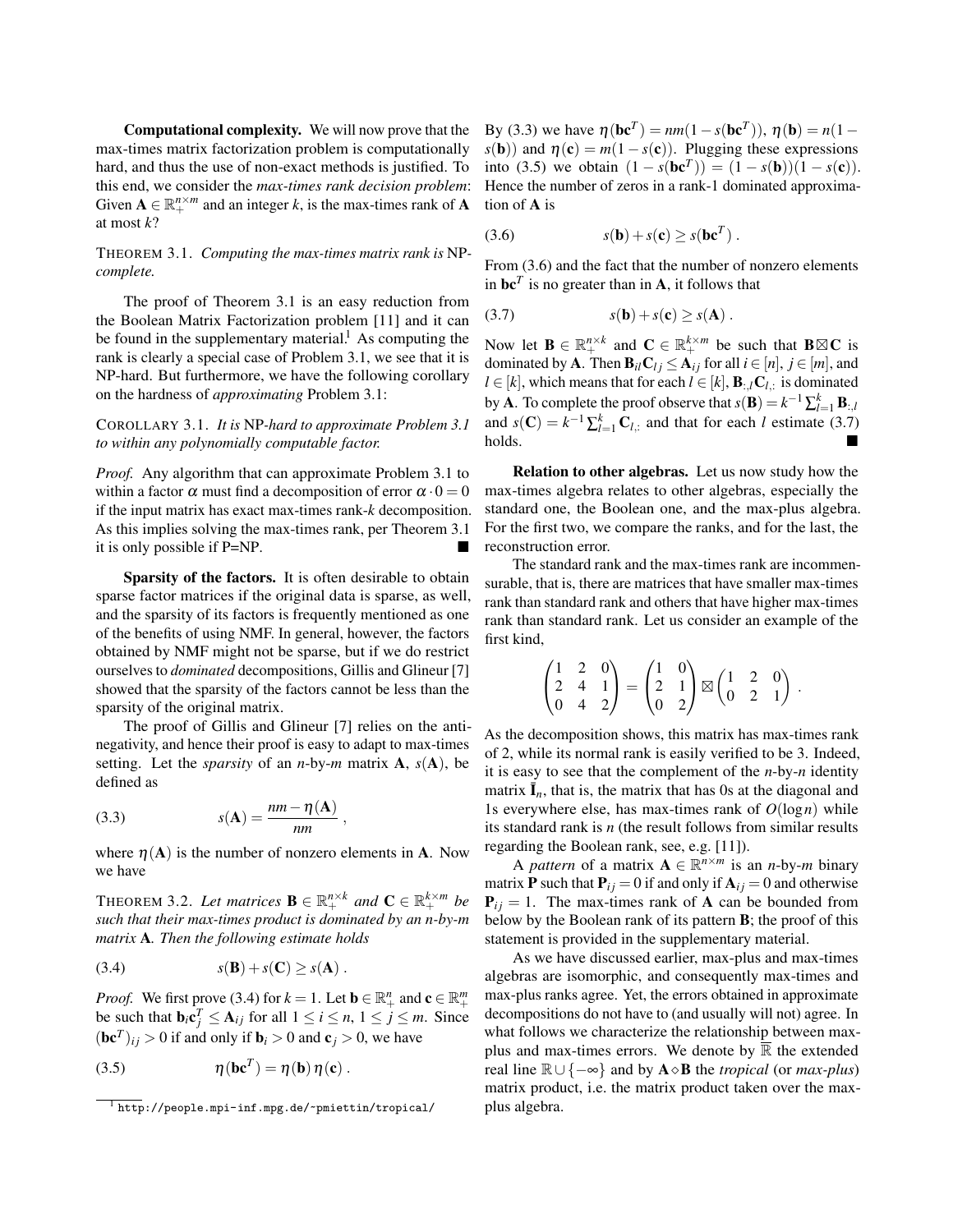**Computational complexity.** We will now prove that the max-times matrix factorization problem is computationally hard, and thus the use of non-exact methods is justified. To this end, we consider the *max-times rank decision problem*: Given $\mathbf{A} \in \mathbb{R}_+^{n \times m}$ and an integer $k$, is the max-times rank of $\mathbf{A}$ at most $k$?

THEOREM 3.1. *Computing the max-times matrix rank is* NP-*complete.*

The proof of Theorem 3.1 is an easy reduction from the Boolean Matrix Factorization problem [11] and it can be found in the supplementary material.[1] As computing the rank is clearly a special case of Problem 3.1, we see that it is NP-hard. But furthermore, we have the following corollary on the hardness of *approximating* Problem 3.1:

COROLLARY 3.1. *It is* NP-*hard to approximate Problem 3.1 to within any polynomially computable factor.*

*Proof.* Any algorithm that can approximate Problem 3.1 to within a factor $\alpha$ must find a decomposition of error $\alpha \cdot 0 = 0$ if the input matrix has exact max-times rank-$k$ decomposition. As this implies solving the max-times rank, per Theorem 3.1 it is only possible if P=NP. ∎

**Sparsity of the factors.** It is often desirable to obtain sparse factor matrices if the original data is sparse, as well, and the sparsity of its factors is frequently mentioned as one of the benefits of using NMF. In general, however, the factors obtained by NMF might not be sparse, but if we do restrict ourselves to *dominated* decompositions, Gillis and Glineur [7] showed that the sparsity of the factors cannot be less than the sparsity of the original matrix.

The proof of Gillis and Glineur [7] relies on the anti-negativity, and hence their proof is easy to adapt to max-times setting. Let the *sparsity* of an $n$-by-$m$ matrix $\mathbf{A}$, $s(\mathbf{A})$, be defined as

$$s(\mathbf{A}) = \frac{nm - \eta(\mathbf{A})}{nm}\ , \tag{3.3}$$

where $\eta(\mathbf{A})$ is the number of nonzero elements in $\mathbf{A}$. Now we have

THEOREM 3.2. *Let matrices $\mathbf{B} \in \mathbb{R}_+^{n \times k}$ and $\mathbf{C} \in \mathbb{R}_+^{k \times m}$ be such that their max-times product is dominated by an $n$-by-$m$ matrix $\mathbf{A}$. Then the following estimate holds*

$$s(\mathbf{B}) + s(\mathbf{C}) \geq s(\mathbf{A})\ . \tag{3.4}$$

*Proof.* We first prove (3.4) for $k = 1$. Let $\mathbf{b} \in \mathbb{R}_+^n$ and $\mathbf{c} \in \mathbb{R}_+^m$ be such that $\mathbf{b}_i \mathbf{c}_j^T \leq \mathbf{A}_{ij}$ for all $1 \leq i \leq n$, $1 \leq j \leq m$. Since $(\mathbf{b}\mathbf{c}^T)_{ij} > 0$ if and only if $\mathbf{b}_i > 0$ and $\mathbf{c}_j > 0$, we have

$$\eta(\mathbf{b}\mathbf{c}^T) = \eta(\mathbf{b})\,\eta(\mathbf{c})\ . \tag{3.5}$$

By (3.3) we have $\eta(\mathbf{b}\mathbf{c}^T) = nm(1 - s(\mathbf{b}\mathbf{c}^T))$, $\eta(\mathbf{b}) = n(1 - s(\mathbf{b}))$ and $\eta(\mathbf{c}) = m(1 - s(\mathbf{c}))$. Plugging these expressions into (3.5) we obtain $(1 - s(\mathbf{b}\mathbf{c}^T)) = (1 - s(\mathbf{b}))(1 - s(\mathbf{c}))$. Hence the number of zeros in a rank-1 dominated approximation of $\mathbf{A}$ is

$$s(\mathbf{b}) + s(\mathbf{c}) \geq s(\mathbf{b}\mathbf{c}^T)\ . \tag{3.6}$$

From (3.6) and the fact that the number of nonzero elements in $\mathbf{b}\mathbf{c}^T$ is no greater than in $\mathbf{A}$, it follows that

$$s(\mathbf{b}) + s(\mathbf{c}) \geq s(\mathbf{A})\ . \tag{3.7}$$

Now let $\mathbf{B} \in \mathbb{R}_+^{n \times k}$ and $\mathbf{C} \in \mathbb{R}_+^{k \times m}$ be such that $\mathbf{B} \boxtimes \mathbf{C}$ is dominated by $\mathbf{A}$. Then $\mathbf{B}_{il}\mathbf{C}_{lj} \leq \mathbf{A}_{ij}$ for all $i \in [n]$, $j \in [m]$, and $l \in [k]$, which means that for each $l \in [k]$, $\mathbf{B}_{:,l}\mathbf{C}_{l,:}$ is dominated by $\mathbf{A}$. To complete the proof observe that $s(\mathbf{B}) = k^{-1}\sum_{l=1}^{k} \mathbf{B}_{:,l}$ and $s(\mathbf{C}) = k^{-1}\sum_{l=1}^{k} \mathbf{C}_{l,:}$ and that for each $l$ estimate (3.7) holds. ∎

**Relation to other algebras.** Let us now study how the max-times algebra relates to other algebras, especially the standard one, the Boolean one, and the max-plus algebra. For the first two, we compare the ranks, and for the last, the reconstruction error.

The standard rank and the max-times rank are incommensurable, that is, there are matrices that have smaller max-times rank than standard rank and others that have higher max-times rank than standard rank. Let us consider an example of the first kind,

$$\begin{pmatrix} 1 & 2 & 0 \\ 2 & 4 & 1 \\ 0 & 4 & 2 \end{pmatrix} = \begin{pmatrix} 1 & 0 \\ 2 & 1 \\ 0 & 2 \end{pmatrix} \boxtimes \begin{pmatrix} 1 & 2 & 0 \\ 0 & 2 & 1 \end{pmatrix}\ .$$

As the decomposition shows, this matrix has max-times rank of 2, while its normal rank is easily verified to be 3. Indeed, it is easy to see that the complement of the $n$-by-$n$ identity matrix $\bar{\mathbf{I}}_n$, that is, the matrix that has 0s at the diagonal and 1s everywhere else, has max-times rank of $O(\log n)$ while its standard rank is $n$ (the result follows from similar results regarding the Boolean rank, see, e.g. [11]).

A *pattern* of a matrix $\mathbf{A} \in \mathbb{R}^{n \times m}$ is an $n$-by-$m$ binary matrix $\mathbf{P}$ such that $\mathbf{P}_{ij} = 0$ if and only if $\mathbf{A}_{ij} = 0$ and otherwise $\mathbf{P}_{ij} = 1$. The max-times rank of $\mathbf{A}$ can be bounded from below by the Boolean rank of its pattern $\mathbf{B}$; the proof of this statement is provided in the supplementary material.

As we have discussed earlier, max-plus and max-times algebras are isomorphic, and consequently max-times and max-plus ranks agree. Yet, the errors obtained in approximate decompositions do not have to (and usually will not) agree. In what follows we characterize the relationship between max-plus and max-times errors. We denote by $\overline{\mathbb{R}}$ the extended real line $\mathbb{R} \cup \{-\infty\}$ and by $\mathbf{A} \diamond \mathbf{B}$ the *tropical* (or *max-plus*) matrix product, i.e. the matrix product taken over the max-plus algebra.

[1] http://people.mpi-inf.mpg.de/~pmiettin/tropical/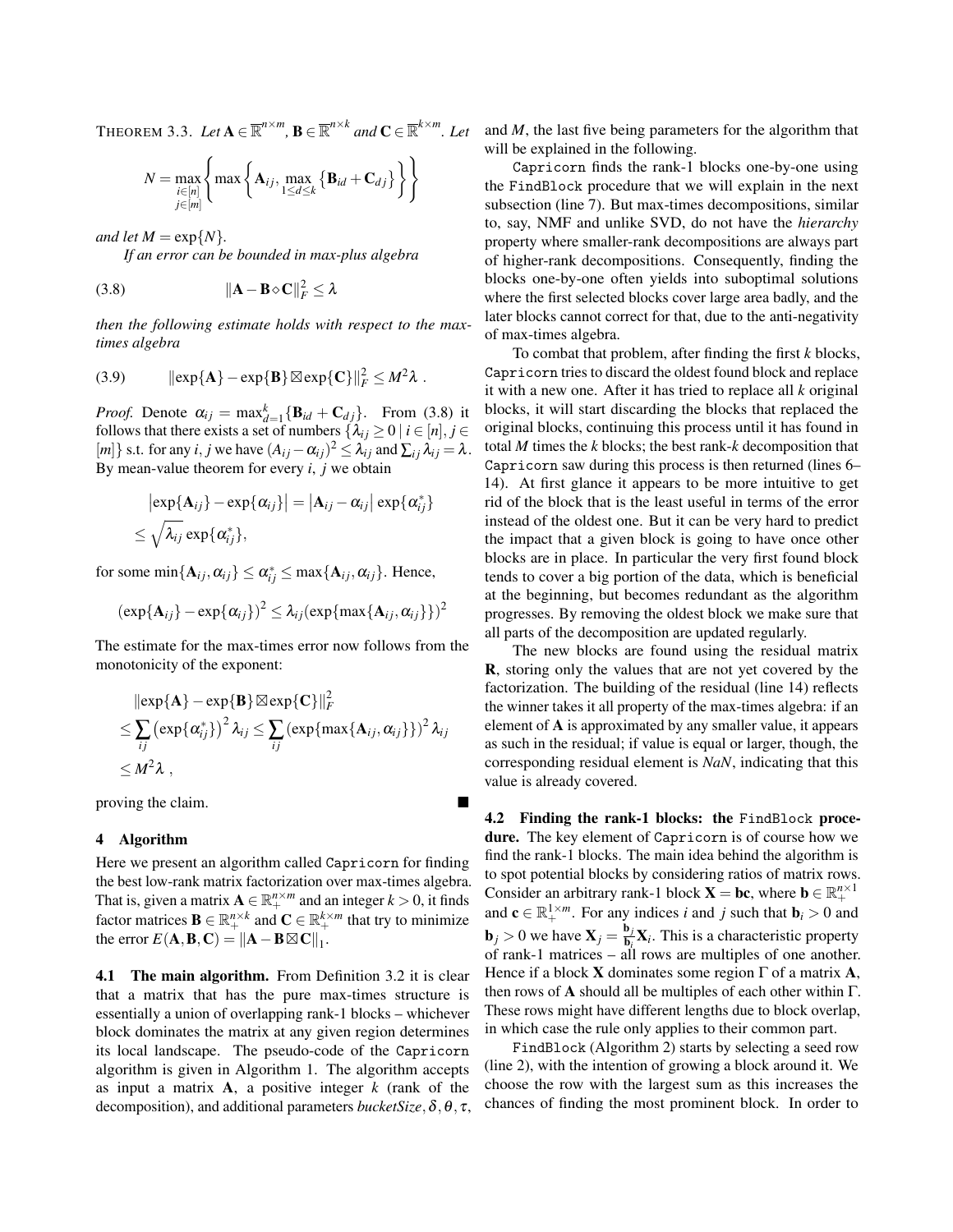THEOREM 3.3. *Let $\mathbf{A} \in \overline{\mathbb{R}}^{n\times m}$, $\mathbf{B} \in \overline{\mathbb{R}}^{n\times k}$ and $\mathbf{C} \in \overline{\mathbb{R}}^{k\times m}$. Let*

$$N = \max_{\substack{i\in[n]\\ j\in[m]}} \left\{ \max\left\{ \mathbf{A}_{ij}, \max_{1\le d\le k} \left\{\mathbf{B}_{id} + \mathbf{C}_{dj}\right\} \right\} \right\}$$

*and let $M = \exp\{N\}$.*

*If an error can be bounded in max-plus algebra*

$$\|\mathbf{A} - \mathbf{B} \diamond \mathbf{C}\|_F^2 \le \lambda \tag{3.8}$$

*then the following estimate holds with respect to the max-times algebra*

$$\|\exp\{\mathbf{A}\} - \exp\{\mathbf{B}\} \boxtimes \exp\{\mathbf{C}\}\|_F^2 \le M^2 \lambda \ . \tag{3.9}$$

*Proof.* Denote $\alpha_{ij} = \max_{d=1}^{k}\{\mathbf{B}_{id} + \mathbf{C}_{dj}\}$. From (3.8) it follows that there exists a set of numbers $\{\lambda_{ij} \ge 0 \mid i \in [n], j \in [m]\}$ s.t. for any $i, j$ we have $(A_{ij} - \alpha_{ij})^2 \le \lambda_{ij}$ and $\sum_{ij} \lambda_{ij} = \lambda$. By mean-value theorem for every $i$, $j$ we obtain

$$\begin{aligned}
&\left|\exp\{\mathbf{A}_{ij}\} - \exp\{\alpha_{ij}\}\right| = \left|\mathbf{A}_{ij} - \alpha_{ij}\right| \exp\{\alpha^*_{ij}\} \\
&\le \sqrt{\lambda_{ij}} \exp\{\alpha^*_{ij}\},
\end{aligned}$$

for some $\min\{\mathbf{A}_{ij}, \alpha_{ij}\} \le \alpha^*_{ij} \le \max\{\mathbf{A}_{ij}, \alpha_{ij}\}$. Hence,

$$(\exp\{\mathbf{A}_{ij}\} - \exp\{\alpha_{ij}\})^2 \le \lambda_{ij} (\exp\{\max\{\mathbf{A}_{ij}, \alpha_{ij}\}\})^2$$

The estimate for the max-times error now follows from the monotonicity of the exponent:

$$\begin{aligned}
&\|\exp\{\mathbf{A}\} - \exp\{\mathbf{B}\} \boxtimes \exp\{\mathbf{C}\}\|_F^2 \\
&\le \sum_{ij} \left(\exp\{\alpha^*_{ij}\}\right)^2 \lambda_{ij} \le \sum_{ij} \left(\exp\{\max\{\mathbf{A}_{ij}, \alpha_{ij}\}\}\right)^2 \lambda_{ij} \\
&\le M^2 \lambda \ ,
\end{aligned}$$

proving the claim. ∎

## 4 Algorithm

Here we present an algorithm called `Capricorn` for finding the best low-rank matrix factorization over max-times algebra. That is, given a matrix $\mathbf{A} \in \mathbb{R}_+^{n\times m}$ and an integer $k > 0$, it finds factor matrices $\mathbf{B} \in \mathbb{R}_+^{n\times k}$ and $\mathbf{C} \in \mathbb{R}_+^{k\times m}$ that try to minimize the error $E(\mathbf{A}, \mathbf{B}, \mathbf{C}) = \|\mathbf{A} - \mathbf{B} \boxtimes \mathbf{C}\|_1$.

**4.1 The main algorithm.** From Definition 3.2 it is clear that a matrix that has the pure max-times structure is essentially a union of overlapping rank-1 blocks – whichever block dominates the matrix at any given region determines its local landscape. The pseudo-code of the `Capricorn` algorithm is given in Algorithm 1. The algorithm accepts as input a matrix $\mathbf{A}$, a positive integer $k$ (rank of the decomposition), and additional parameters *bucketSize*, $\delta$, $\theta$, $\tau$, and $M$, the last five being parameters for the algorithm that will be explained in the following.

`Capricorn` finds the rank-1 blocks one-by-one using the `FindBlock` procedure that we will explain in the next subsection (line 7). But max-times decompositions, similar to, say, NMF and unlike SVD, do not have the *hierarchy* property where smaller-rank decompositions are always part of higher-rank decompositions. Consequently, finding the blocks one-by-one often yields into suboptimal solutions where the first selected blocks cover large area badly, and the later blocks cannot correct for that, due to the anti-negativity of max-times algebra.

To combat that problem, after finding the first $k$ blocks, `Capricorn` tries to discard the oldest found block and replace it with a new one. After it has tried to replace all $k$ original blocks, it will start discarding the blocks that replaced the original blocks, continuing this process until it has found in total $M$ times the $k$ blocks; the best rank-$k$ decomposition that `Capricorn` saw during this process is then returned (lines 6–14). At first glance it appears to be more intuitive to get rid of the block that is the least useful in terms of the error instead of the oldest one. But it can be very hard to predict the impact that a given block is going to have once other blocks are in place. In particular the very first found block tends to cover a big portion of the data, which is beneficial at the beginning, but becomes redundant as the algorithm progresses. By removing the oldest block we make sure that all parts of the decomposition are updated regularly.

The new blocks are found using the residual matrix $\mathbf{R}$, storing only the values that are not yet covered by the factorization. The building of the residual (line 14) reflects the winner takes it all property of the max-times algebra: if an element of $\mathbf{A}$ is approximated by any smaller value, it appears as such in the residual; if value is equal or larger, though, the corresponding residual element is *NaN*, indicating that this value is already covered.

**4.2 Finding the rank-1 blocks: the `FindBlock` procedure.** The key element of `Capricorn` is of course how we find the rank-1 blocks. The main idea behind the algorithm is to spot potential blocks by considering ratios of matrix rows. Consider an arbitrary rank-1 block $\mathbf{X} = \mathbf{bc}$, where $\mathbf{b} \in \mathbb{R}_+^{n\times 1}$ and $\mathbf{c} \in \mathbb{R}_+^{1\times m}$. For any indices $i$ and $j$ such that $\mathbf{b}_i > 0$ and $\mathbf{b}_j > 0$ we have $\mathbf{X}_j = \frac{\mathbf{b}_j}{\mathbf{b}_i}\mathbf{X}_i$. This is a characteristic property of rank-1 matrices – all rows are multiples of one another. Hence if a block $\mathbf{X}$ dominates some region $\Gamma$ of a matrix $\mathbf{A}$, then rows of $\mathbf{A}$ should all be multiples of each other within $\Gamma$. These rows might have different lengths due to block overlap, in which case the rule only applies to their common part.

`FindBlock` (Algorithm 2) starts by selecting a seed row (line 2), with the intention of growing a block around it. We choose the row with the largest sum as this increases the chances of finding the most prominent block. In order to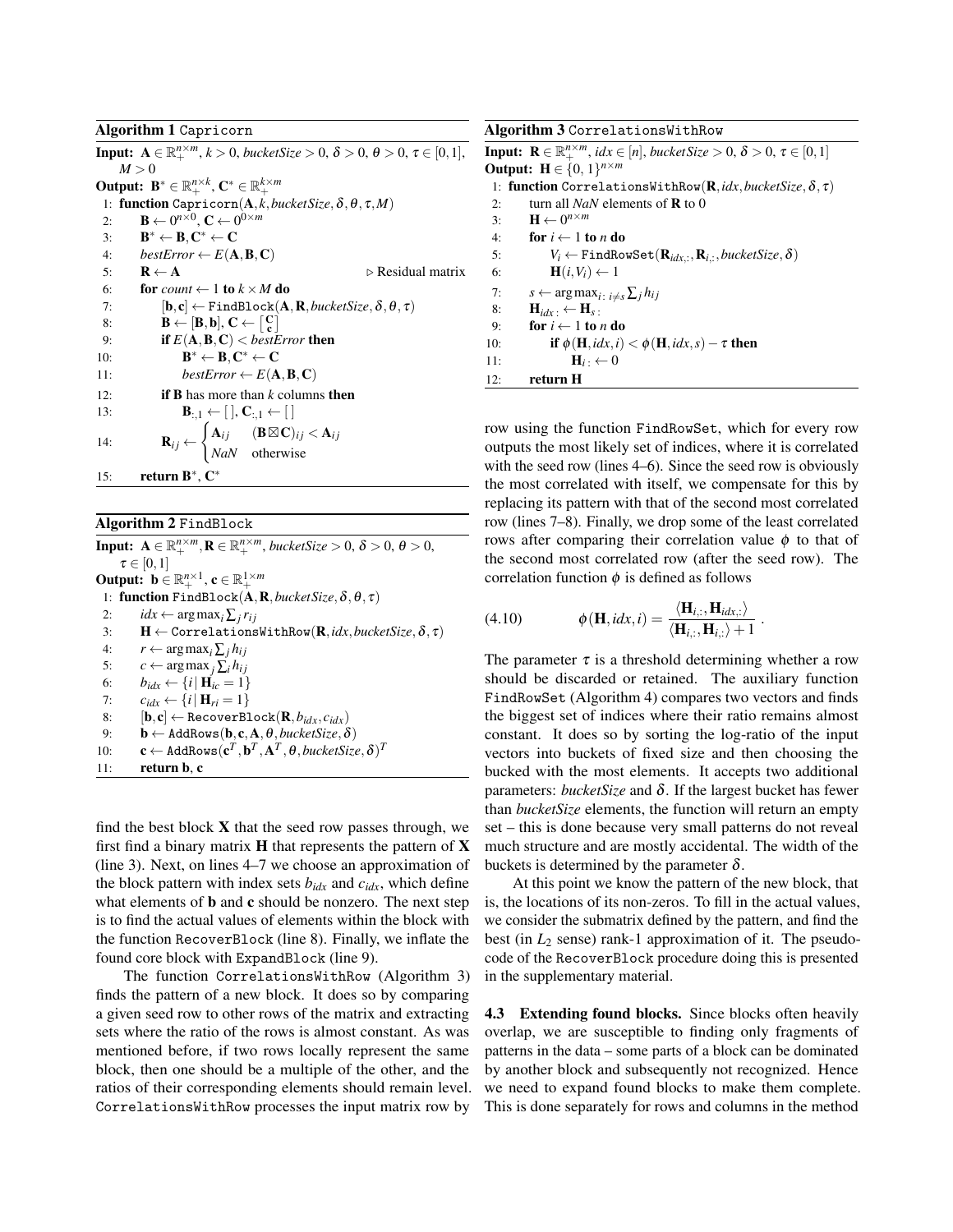**Algorithm 1** Capricorn

**Input:** $\mathbf{A} \in \mathbb{R}_+^{n\times m}$, $k > 0$, *bucketSize* $> 0$, $\delta > 0$, $\theta > 0$, $\tau \in [0,1]$, $M > 0$

**Output:** $\mathbf{B}^* \in \mathbb{R}_+^{n\times k}$, $\mathbf{C}^* \in \mathbb{R}_+^{k\times m}$

```
1: function Capricorn(A, k, bucketSize, δ, θ, τ, M)
2:     B ← 0^{n×0}, C ← 0^{0×m}
3:     B* ← B, C* ← C
4:     bestError ← E(A, B, C)
5:     R ← A                                        ▷ Residual matrix
6:     for count ← 1 to k × M do
7:         [b, c] ← FindBlock(A, R, bucketSize, δ, θ, τ)
8:         B ← [B, b], C ← [C; c]
9:         if E(A, B, C) < bestError then
10:            B* ← B, C* ← C
11:            bestError ← E(A, B, C)
12:        if B has more than k columns then
13:            B_{:,1} ← [ ], C_{:,1} ← [ ]
14:        R_ij ← { A_ij   (B ⊠ C)_ij < A_ij
                  { NaN    otherwise
15:    return B*, C*
```

**Algorithm 2** FindBlock

**Input:** $\mathbf{A} \in \mathbb{R}_+^{n\times m}, \mathbf{R} \in \mathbb{R}_+^{n\times m}$, *bucketSize* $> 0$, $\delta > 0$, $\theta > 0$, $\tau \in [0,1]$

**Output:** $\mathbf{b} \in \mathbb{R}_+^{n\times 1}$, $\mathbf{c} \in \mathbb{R}_+^{1\times m}$

```
1: function FindBlock(A, R, bucketSize, δ, θ, τ)
2:     idx ← argmax_i Σ_j r_ij
3:     H ← CorrelationsWithRow(R, idx, bucketSize, δ, τ)
4:     r ← argmax_i Σ_j h_ij
5:     c ← argmax_j Σ_i h_ij
6:     b_idx ← {i | H_ic = 1}
7:     c_idx ← {i | H_ri = 1}
8:     [b, c] ← RecoverBlock(R, b_idx, c_idx)
9:     b ← AddRows(b, c, A, θ, bucketSize, δ)
10:    c ← AddRows(c^T, b^T, A^T, θ, bucketSize, δ)^T
11:    return b, c
```

find the best block $\mathbf{X}$ that the seed row passes through, we first find a binary matrix $\mathbf{H}$ that represents the pattern of $\mathbf{X}$ (line 3). Next, on lines 4–7 we choose an approximation of the block pattern with index sets $b_{idx}$ and $c_{idx}$, which define what elements of $\mathbf{b}$ and $\mathbf{c}$ should be nonzero. The next step is to find the actual values of elements within the block with the function RecoverBlock (line 8). Finally, we inflate the found core block with ExpandBlock (line 9).

The function CorrelationsWithRow (Algorithm 3) finds the pattern of a new block. It does so by comparing a given seed row to other rows of the matrix and extracting sets where the ratio of the rows is almost constant. As was mentioned before, if two rows locally represent the same block, then one should be a multiple of the other, and the ratios of their corresponding elements should remain level. CorrelationsWithRow processes the input matrix row by

**Algorithm 3** CorrelationsWithRow

**Input:** $\mathbf{R} \in \mathbb{R}_+^{n\times m}$, $idx \in [n]$, *bucketSize* $> 0$, $\delta > 0$, $\tau \in [0,1]$

**Output:** $\mathbf{H} \in \{0,1\}^{n\times m}$

```
1: function CorrelationsWithRow(R, idx, bucketSize, δ, τ)
2:     turn all NaN elements of R to 0
3:     H ← 0^{n×m}
4:     for i ← 1 to n do
5:         V_i ← FindRowSet(R_{idx,:}, R_{i,:}, bucketSize, δ)
6:         H(i, V_i) ← 1
7:     s ← argmax_{i: i≠s} Σ_j h_ij
8:     H_{idx:} ← H_{s:}
9:     for i ← 1 to n do
10:        if φ(H, idx, i) < φ(H, idx, s) − τ then
11:            H_{i:} ← 0
12:    return H
```

row using the function FindRowSet, which for every row outputs the most likely set of indices, where it is correlated with the seed row (lines 4–6). Since the seed row is obviously the most correlated with itself, we compensate for this by replacing its pattern with that of the second most correlated row (lines 7–8). Finally, we drop some of the least correlated rows after comparing their correlation value $\phi$ to that of the second most correlated row (after the seed row). The correlation function $\phi$ is defined as follows

$$\phi(\mathbf{H}, idx, i) = \frac{\langle \mathbf{H}_{i,:}, \mathbf{H}_{idx,:}\rangle}{\langle \mathbf{H}_{i,:}, \mathbf{H}_{i,:}\rangle + 1}\,. \tag{4.10}$$

The parameter $\tau$ is a threshold determining whether a row should be discarded or retained. The auxiliary function FindRowSet (Algorithm 4) compares two vectors and finds the biggest set of indices where their ratio remains almost constant. It does so by sorting the log-ratio of the input vectors into buckets of fixed size and then choosing the bucked with the most elements. It accepts two additional parameters: *bucketSize* and $\delta$. If the largest bucket has fewer than *bucketSize* elements, the function will return an empty set – this is done because very small patterns do not reveal much structure and are mostly accidental. The width of the buckets is determined by the parameter $\delta$.

At this point we know the pattern of the new block, that is, the locations of its non-zeros. To fill in the actual values, we consider the submatrix defined by the pattern, and find the best (in $L_2$ sense) rank-1 approximation of it. The pseudocode of the RecoverBlock procedure doing this is presented in the supplementary material.

**4.3 Extending found blocks.** Since blocks often heavily overlap, we are susceptible to finding only fragments of patterns in the data – some parts of a block can be dominated by another block and subsequently not recognized. Hence we need to expand found blocks to make them complete. This is done separately for rows and columns in the method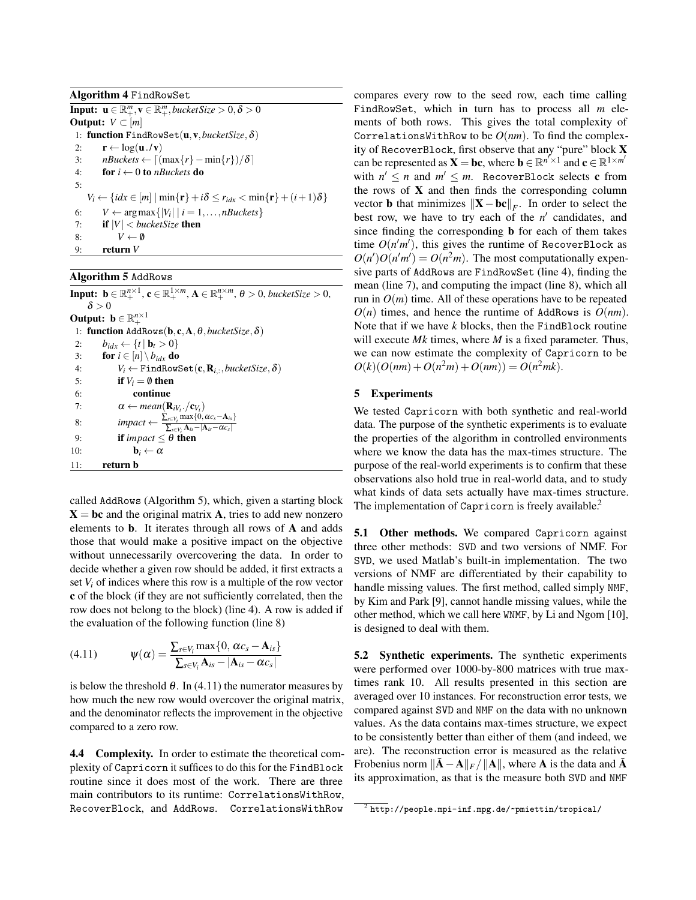**Algorithm 4** FindRowSet

**Input:** $\mathbf{u} \in \mathbb{R}_+^m, \mathbf{v} \in \mathbb{R}_+^m, bucketSize > 0, \delta > 0$
**Output:** $V \subset [m]$

```
1: function FindRowSet(u, v, bucketSize, δ)
2:     r ← log(u./v)
3:     nBuckets ← ⌈(max{r} − min{r})/δ⌉
4:     for i ← 0 to nBuckets do
5:         V_i ← {idx ∈ [m] | min{r} + iδ ≤ r_idx < min{r} + (i+1)δ}
6:     V ← argmax{|V_i| | i = 1, ..., nBuckets}
7:     if |V| < bucketSize then
8:         V ← ∅
9:     return V
```

**Algorithm 5** AddRows

**Input:** $\mathbf{b} \in \mathbb{R}_+^{n \times 1}, \mathbf{c} \in \mathbb{R}_+^{1 \times m}, \mathbf{A} \in \mathbb{R}_+^{n \times m}, \theta > 0, bucketSize > 0, \delta > 0$
**Output:** $\mathbf{b} \in \mathbb{R}_+^{n \times 1}$

```
1: function AddRows(b, c, A, θ, bucketSize, δ)
2:     b_idx ← {t | b_t > 0}
3:     for i ∈ [n] \ b_idx do
4:         V_i ← FindRowSet(c, R_{i,:}, bucketSize, δ)
5:         if V_i = ∅ then
6:             continue
7:         α ← mean(R_{iV_i} ./ c_{V_i})
8:         impact ← Σ_{s∈V_i} max{0, αc_s − A_is} / Σ_{s∈V_i} A_is − |A_is − αc_s|
9:         if impact ≤ θ then
10:            b_i ← α
11:    return b
```

called AddRows (Algorithm 5), which, given a starting block $\mathbf{X} = \mathbf{bc}$ and the original matrix $\mathbf{A}$, tries to add new nonzero elements to $\mathbf{b}$. It iterates through all rows of $\mathbf{A}$ and adds those that would make a positive impact on the objective without unnecessarily overcovering the data. In order to decide whether a given row should be added, it first extracts a set $V_i$ of indices where this row is a multiple of the row vector $\mathbf{c}$ of the block (if they are not sufficiently correlated, then the row does not belong to the block) (line 4). A row is added if the evaluation of the following function (line 8)

$$\psi(\alpha) = \frac{\sum_{s \in V_i} \max\{0, \alpha c_s - \mathbf{A}_{is}\}}{\sum_{s \in V_i} \mathbf{A}_{is} - |\mathbf{A}_{is} - \alpha c_s|} \tag{4.11}$$

is below the threshold $\theta$. In (4.11) the numerator measures by how much the new row would overcover the original matrix, and the denominator reflects the improvement in the objective compared to a zero row.

**4.4 Complexity.** In order to estimate the theoretical complexity of Capricorn it suffices to do this for the FindBlock routine since it does most of the work. There are three main contributors to its runtime: CorrelationsWithRow, RecoverBlock, and AddRows. CorrelationsWithRow compares every row to the seed row, each time calling FindRowSet, which in turn has to process all $m$ elements of both rows. This gives the total complexity of CorrelationsWithRow to be $O(nm)$. To find the complexity of RecoverBlock, first observe that any "pure" block $\mathbf{X}$ can be represented as $\mathbf{X} = \mathbf{bc}$, where $\mathbf{b} \in \mathbb{R}^{n' \times 1}$ and $\mathbf{c} \in \mathbb{R}^{1 \times m'}$ with $n' \leq n$ and $m' \leq m$. RecoverBlock selects $\mathbf{c}$ from the rows of $\mathbf{X}$ and then finds the corresponding column vector $\mathbf{b}$ that minimizes $\|\mathbf{X} - \mathbf{bc}\|_F$. In order to select the best row, we have to try each of the $n'$ candidates, and since finding the corresponding $\mathbf{b}$ for each of them takes time $O(n'm')$, this gives the runtime of RecoverBlock as $O(n')O(n'm') = O(n^2m)$. The most computationally expensive parts of AddRows are FindRowSet (line 4), finding the mean (line 7), and computing the impact (line 8), which all run in $O(m)$ time. All of these operations have to be repeated $O(n)$ times, and hence the runtime of AddRows is $O(nm)$. Note that if we have $k$ blocks, then the FindBlock routine will execute $Mk$ times, where $M$ is a fixed parameter. Thus, we can now estimate the complexity of Capricorn to be $O(k)(O(nm) + O(n^2m) + O(nm)) = O(n^2mk)$.

## 5 Experiments

We tested Capricorn with both synthetic and real-world data. The purpose of the synthetic experiments is to evaluate the properties of the algorithm in controlled environments where we know the data has the max-times structure. The purpose of the real-world experiments is to confirm that these observations also hold true in real-world data, and to study what kinds of data sets actually have max-times structure. The implementation of Capricorn is freely available.[2]

**5.1 Other methods.** We compared Capricorn against three other methods: SVD and two versions of NMF. For SVD, we used Matlab's built-in implementation. The two versions of NMF are differentiated by their capability to handle missing values. The first method, called simply NMF, by Kim and Park [9], cannot handle missing values, while the other method, which we call here WNMF, by Li and Ngom [10], is designed to deal with them.

**5.2 Synthetic experiments.** The synthetic experiments were performed over 1000-by-800 matrices with true max-times rank 10. All results presented in this section are averaged over 10 instances. For reconstruction error tests, we compared against SVD and NMF on the data with no unknown values. As the data contains max-times structure, we expect to be consistently better than either of them (and indeed, we are). The reconstruction error is measured as the relative Frobenius norm $\|\tilde{\mathbf{A}} - \mathbf{A}\|_F / \|\mathbf{A}\|$, where $\mathbf{A}$ is the data and $\tilde{\mathbf{A}}$ its approximation, as that is the measure both SVD and NMF

[2] http://people.mpi-inf.mpg.de/~pmiettin/tropical/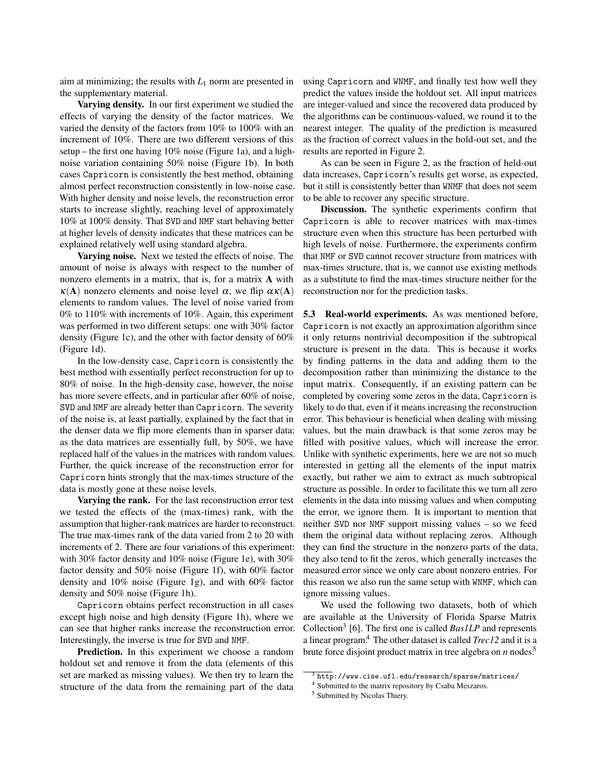aim at minimizing; the results with $L_1$ norm are presented in the supplementary material.

**Varying density.** In our first experiment we studied the effects of varying the density of the factor matrices. We varied the density of the factors from 10% to 100% with an increment of 10%. There are two different versions of this setup – the first one having 10% noise (Figure 1a), and a high-noise variation containing 50% noise (Figure 1b). In both cases Capricorn is consistently the best method, obtaining almost perfect reconstruction consistently in low-noise case. With higher density and noise levels, the reconstruction error starts to increase slightly, reaching level of approximately 10% at 100% density. That SVD and NMF start behaving better at higher levels of density indicates that these matrices can be explained relatively well using standard algebra.

**Varying noise.** Next we tested the effects of noise. The amount of noise is always with respect to the number of nonzero elements in a matrix, that is, for a matrix $\mathbf{A}$ with $\kappa(\mathbf{A})$ nonzero elements and noise level $\alpha$, we flip $\alpha\kappa(\mathbf{A})$ elements to random values. The level of noise varied from 0% to 110% with increments of 10%. Again, this experiment was performed in two different setups: one with 30% factor density (Figure 1c), and the other with factor density of 60% (Figure 1d).

In the low-density case, Capricorn is consistently the best method with essentially perfect reconstruction for up to 80% of noise. In the high-density case, however, the noise has more severe effects, and in particular after 60% of noise, SVD and NMF are already better than Capricorn. The severity of the noise is, at least partially, explained by the fact that in the denser data we flip more elements than in sparser data: as the data matrices are essentially full, by 50%, we have replaced half of the values in the matrices with random values. Further, the quick increase of the reconstruction error for Capricorn hints strongly that the max-times structure of the data is mostly gone at these noise levels.

**Varying the rank.** For the last reconstruction error test we tested the effects of the (max-times) rank, with the assumption that higher-rank matrices are harder to reconstruct. The true max-times rank of the data varied from 2 to 20 with increments of 2. There are four variations of this experiment: with 30% factor density and 10% noise (Figure 1e), with 30% factor density and 50% noise (Figure 1f), with 60% factor density and 10% noise (Figure 1g), and with 60% factor density and 50% noise (Figure 1h).

Capricorn obtains perfect reconstruction in all cases except high noise and high density (Figure 1h), where we can see that higher ranks increase the reconstruction error. Interestingly, the inverse is true for SVD and NMF.

**Prediction.** In this experiment we choose a random holdout set and remove it from the data (elements of this set are marked as missing values). We then try to learn the structure of the data from the remaining part of the data using Capricorn and WNMF, and finally test how well they predict the values inside the holdout set. All input matrices are integer-valued and since the recovered data produced by the algorithms can be continuous-valued, we round it to the nearest integer. The quality of the prediction is measured as the fraction of correct values in the hold-out set, and the results are reported in Figure 2.

As can be seen in Figure 2, as the fraction of held-out data increases, Capricorn's results get worse, as expected, but it still is consistently better than WNMF that does not seem to be able to recover any specific structure.

**Discussion.** The synthetic experiments confirm that Capricorn is able to recover matrices with max-times structure even when this structure has been perturbed with high levels of noise. Furthermore, the experiments confirm that NMF or SVD cannot recover structure from matrices with max-times structure, that is, we cannot use existing methods as a substitute to find the max-times structure neither for the reconstruction nor for the prediction tasks.

**5.3 Real-world experiments.** As was mentioned before, Capricorn is not exactly an approximation algorithm since it only returns nontrivial decomposition if the subtropical structure is present in the data. This is because it works by finding patterns in the data and adding them to the decomposition rather than minimizing the distance to the input matrix. Consequently, if an existing pattern can be completed by covering some zeros in the data, Capricorn is likely to do that, even if it means increasing the reconstruction error. This behaviour is beneficial when dealing with missing values, but the main drawback is that some zeros may be filled with positive values, which will increase the error. Unlike with synthetic experiments, here we are not so much interested in getting all the elements of the input matrix exactly, but rather we aim to extract as much subtropical structure as possible. In order to facilitate this we turn all zero elements in the data into missing values and when computing the error, we ignore them. It is important to mention that neither SVD nor NMF support missing values – so we feed them the original data without replacing zeros. Although they can find the structure in the nonzero parts of the data, they also tend to fit the zeros, which generally increases the measured error since we only care about nonzero entries. For this reason we also run the same setup with WNMF, which can ignore missing values.

We used the following two datasets, both of which are available at the University of Florida Sparse Matrix Collection[3] [6]. The first one is called *Bas1LP* and represents a linear program.[4] The other dataset is called *Trec12* and it is a brute force disjoint product matrix in tree algebra on *n* nodes.[5]

[3] http://www.cise.ufl.edu/research/sparse/matrices/

[4] Submitted to the matrix repository by Csaba Meszaros.

[5] Submitted by Nicolas Thiery.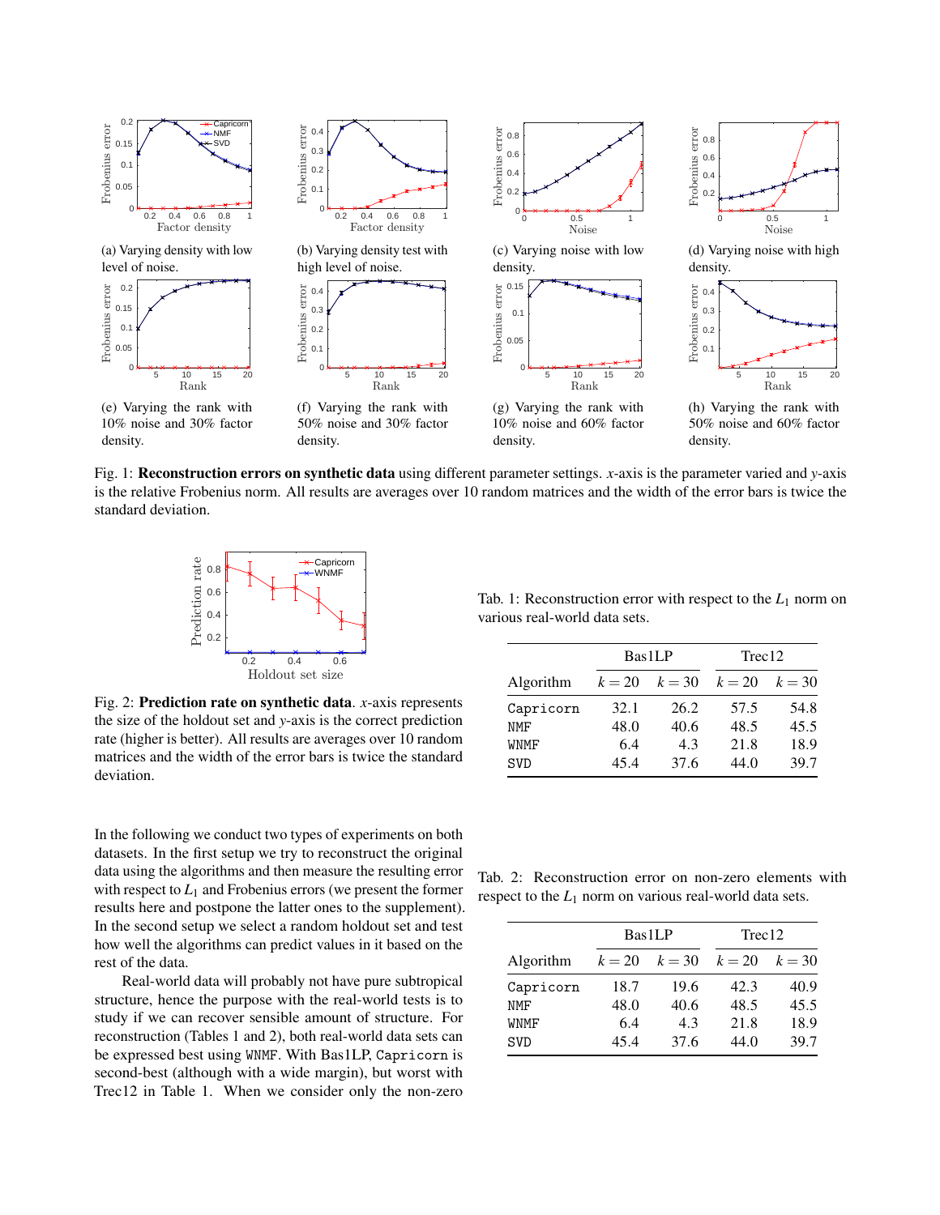(a) Varying density with low level of noise.

(b) Varying density test with high level of noise.

(c) Varying noise with low density.

(d) Varying noise with high density.

(e) Varying the rank with 10% noise and 30% factor density.

(f) Varying the rank with 50% noise and 30% factor density.

(g) Varying the rank with 10% noise and 60% factor density.

(h) Varying the rank with 50% noise and 60% factor density.

Fig. 1: **Reconstruction errors on synthetic data** using different parameter settings. $x$-axis is the parameter varied and $y$-axis is the relative Frobenius norm. All results are averages over 10 random matrices and the width of the error bars is twice the standard deviation.

Fig. 2: **Prediction rate on synthetic data**. $x$-axis represents the size of the holdout set and $y$-axis is the correct prediction rate (higher is better). All results are averages over 10 random matrices and the width of the error bars is twice the standard deviation.

Tab. 1: Reconstruction error with respect to the $L_1$ norm on various real-world data sets.

| | Bas1LP | | Trec12 | |
|---|---|---|---|---|
| Algorithm | $k = 20$ | $k = 30$ | $k = 20$ | $k = 30$ |
| `Capricorn` | 32.1 | 26.2 | 57.5 | 54.8 |
| `NMF` | 48.0 | 40.6 | 48.5 | 45.5 |
| `WNMF` | 6.4 | 4.3 | 21.8 | 18.9 |
| `SVD` | 45.4 | 37.6 | 44.0 | 39.7 |

Tab. 2: Reconstruction error on non-zero elements with respect to the $L_1$ norm on various real-world data sets.

| | Bas1LP | | Trec12 | |
|---|---|---|---|---|
| Algorithm | $k = 20$ | $k = 30$ | $k = 20$ | $k = 30$ |
| `Capricorn` | 18.7 | 19.6 | 42.3 | 40.9 |
| `NMF` | 48.0 | 40.6 | 48.5 | 45.5 |
| `WNMF` | 6.4 | 4.3 | 21.8 | 18.9 |
| `SVD` | 45.4 | 37.6 | 44.0 | 39.7 |

In the following we conduct two types of experiments on both datasets. In the first setup we try to reconstruct the original data using the algorithms and then measure the resulting error with respect to $L_1$ and Frobenius errors (we present the former results here and postpone the latter ones to the supplement). In the second setup we select a random holdout set and test how well the algorithms can predict values in it based on the rest of the data.

Real-world data will probably not have pure subtropical structure, hence the purpose with the real-world tests is to study if we can recover sensible amount of structure. For reconstruction (Tables 1 and 2), both real-world data sets can be expressed best using `WNMF`. With Bas1LP, `Capricorn` is second-best (although with a wide margin), but worst with Trec12 in Table 1. When we consider only the non-zero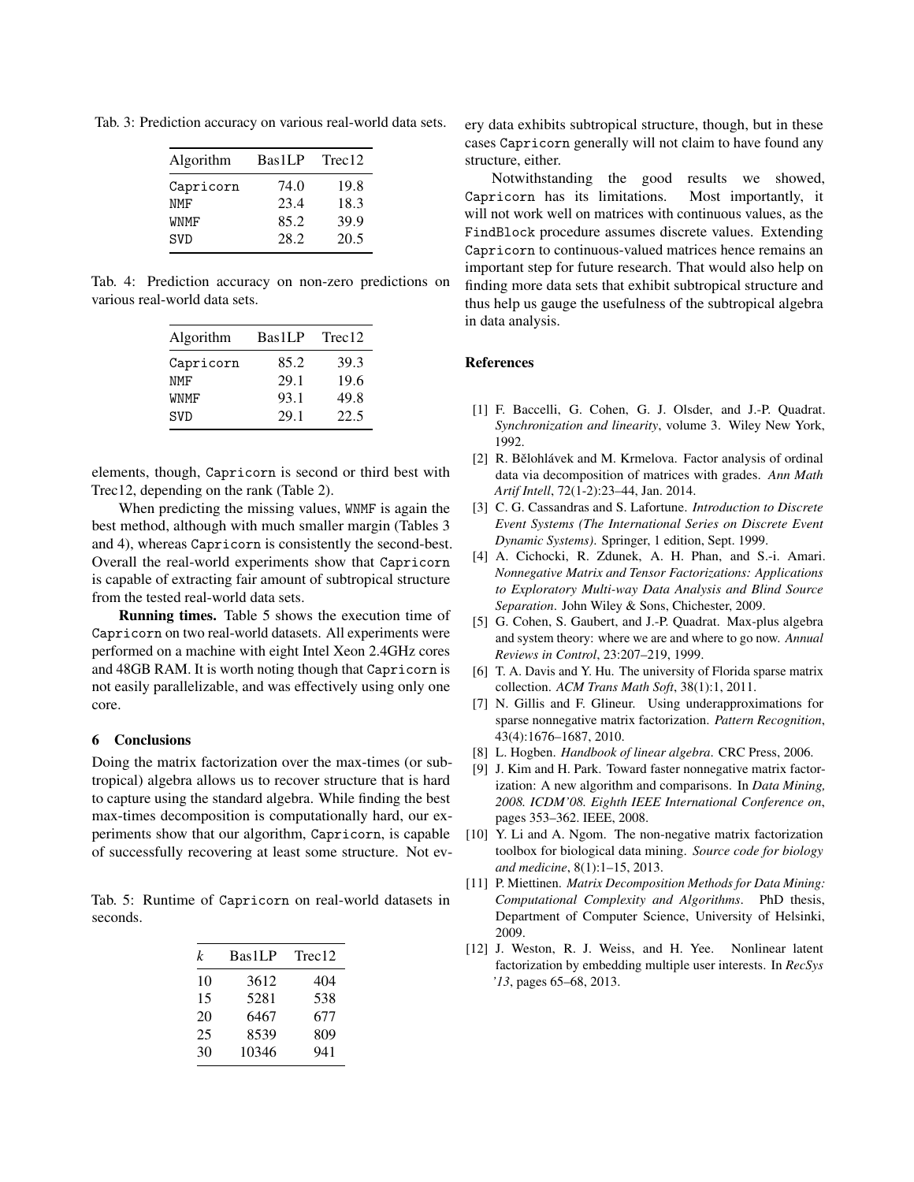Tab. 3: Prediction accuracy on various real-world data sets.

| Algorithm | Bas1LP | Trec12 |
|---|---|---|
| Capricorn | 74.0 | 19.8 |
| NMF | 23.4 | 18.3 |
| WNMF | 85.2 | 39.9 |
| SVD | 28.2 | 20.5 |

Tab. 4: Prediction accuracy on non-zero predictions on various real-world data sets.

| Algorithm | Bas1LP | Trec12 |
|---|---|---|
| Capricorn | 85.2 | 39.3 |
| NMF | 29.1 | 19.6 |
| WNMF | 93.1 | 49.8 |
| SVD | 29.1 | 22.5 |

elements, though, Capricorn is second or third best with Trec12, depending on the rank (Table 2).

When predicting the missing values, WNMF is again the best method, although with much smaller margin (Tables 3 and 4), whereas Capricorn is consistently the second-best. Overall the real-world experiments show that Capricorn is capable of extracting fair amount of subtropical structure from the tested real-world data sets.

**Running times.** Table 5 shows the execution time of Capricorn on two real-world datasets. All experiments were performed on a machine with eight Intel Xeon 2.4GHz cores and 48GB RAM. It is worth noting though that Capricorn is not easily parallelizable, and was effectively using only one core.

## 6 Conclusions

Doing the matrix factorization over the max-times (or subtropical) algebra allows us to recover structure that is hard to capture using the standard algebra. While finding the best max-times decomposition is computationally hard, our experiments show that our algorithm, Capricorn, is capable of successfully recovering at least some structure. Not every data exhibits subtropical structure, though, but in these cases Capricorn generally will not claim to have found any structure, either.

Notwithstanding the good results we showed, Capricorn has its limitations. Most importantly, it will not work well on matrices with continuous values, as the FindBlock procedure assumes discrete values. Extending Capricorn to continuous-valued matrices hence remains an important step for future research. That would also help on finding more data sets that exhibit subtropical structure and thus help us gauge the usefulness of the subtropical algebra in data analysis.

Tab. 5: Runtime of Capricorn on real-world datasets in seconds.

| $k$ | Bas1LP | Trec12 |
|---|---|---|
| 10 | 3612 | 404 |
| 15 | 5281 | 538 |
| 20 | 6467 | 677 |
| 25 | 8539 | 809 |
| 30 | 10346 | 941 |

## References

[1] F. Baccelli, G. Cohen, G. J. Olsder, and J.-P. Quadrat. *Synchronization and linearity*, volume 3. Wiley New York, 1992.

[2] R. Bělohlávek and M. Krmelova. Factor analysis of ordinal data via decomposition of matrices with grades. *Ann Math Artif Intell*, 72(1-2):23–44, Jan. 2014.

[3] C. G. Cassandras and S. Lafortune. *Introduction to Discrete Event Systems (The International Series on Discrete Event Dynamic Systems)*. Springer, 1 edition, Sept. 1999.

[4] A. Cichocki, R. Zdunek, A. H. Phan, and S.-i. Amari. *Nonnegative Matrix and Tensor Factorizations: Applications to Exploratory Multi-way Data Analysis and Blind Source Separation*. John Wiley & Sons, Chichester, 2009.

[5] G. Cohen, S. Gaubert, and J.-P. Quadrat. Max-plus algebra and system theory: where we are and where to go now. *Annual Reviews in Control*, 23:207–219, 1999.

[6] T. A. Davis and Y. Hu. The university of Florida sparse matrix collection. *ACM Trans Math Soft*, 38(1):1, 2011.

[7] N. Gillis and F. Glineur. Using underapproximations for sparse nonnegative matrix factorization. *Pattern Recognition*, 43(4):1676–1687, 2010.

[8] L. Hogben. *Handbook of linear algebra*. CRC Press, 2006.

[9] J. Kim and H. Park. Toward faster nonnegative matrix factorization: A new algorithm and comparisons. In *Data Mining, 2008. ICDM'08. Eighth IEEE International Conference on*, pages 353–362. IEEE, 2008.

[10] Y. Li and A. Ngom. The non-negative matrix factorization toolbox for biological data mining. *Source code for biology and medicine*, 8(1):1–15, 2013.

[11] P. Miettinen. *Matrix Decomposition Methods for Data Mining: Computational Complexity and Algorithms*. PhD thesis, Department of Computer Science, University of Helsinki, 2009.

[12] J. Weston, R. J. Weiss, and H. Yee. Nonlinear latent factorization by embedding multiple user interests. In *RecSys '13*, pages 65–68, 2013.